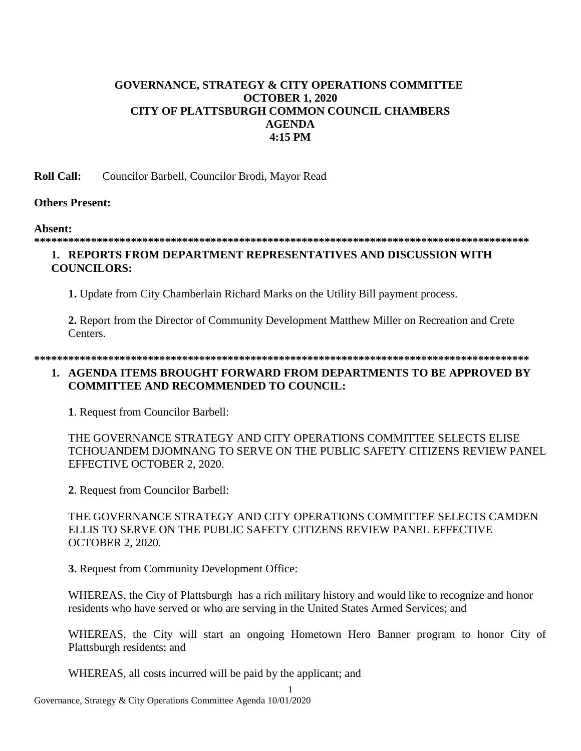**GOVERNANCE, STRATEGY & CITY OPERATIONS COMMITTEE**
**OCTOBER 1, 2020**
**CITY OF PLATTSBURGH COMMON COUNCIL CHAMBERS**
**AGENDA**
**4:15 PM**

**Roll Call:** Councilor Barbell, Councilor Brodi, Mayor Read

**Others Present:**

**Absent:**

*****************************************************************************************

1. **REPORTS FROM DEPARTMENT REPRESENTATIVES AND DISCUSSION WITH COUNCILORS:**

   **1.** Update from City Chamberlain Richard Marks on the Utility Bill payment process.

   **2.** Report from the Director of Community Development Matthew Miller on Recreation and Crete Centers.

*****************************************************************************************

1. **AGENDA ITEMS BROUGHT FORWARD FROM DEPARTMENTS TO BE APPROVED BY COMMITTEE AND RECOMMENDED TO COUNCIL:**

   **1**. Request from Councilor Barbell:

   THE GOVERNANCE STRATEGY AND CITY OPERATIONS COMMITTEE SELECTS ELISE TCHOUANDEM DJOMNANG TO SERVE ON THE PUBLIC SAFETY CITIZENS REVIEW PANEL EFFECTIVE OCTOBER 2, 2020.

   **2**. Request from Councilor Barbell:

   THE GOVERNANCE STRATEGY AND CITY OPERATIONS COMMITTEE SELECTS CAMDEN ELLIS TO SERVE ON THE PUBLIC SAFETY CITIZENS REVIEW PANEL EFFECTIVE OCTOBER 2, 2020.

   **3.** Request from Community Development Office:

   WHEREAS, the City of Plattsburgh has a rich military history and would like to recognize and honor residents who have served or who are serving in the United States Armed Services; and

   WHEREAS, the City will start an ongoing Hometown Hero Banner program to honor City of Plattsburgh residents; and

   WHEREAS, all costs incurred will be paid by the applicant; and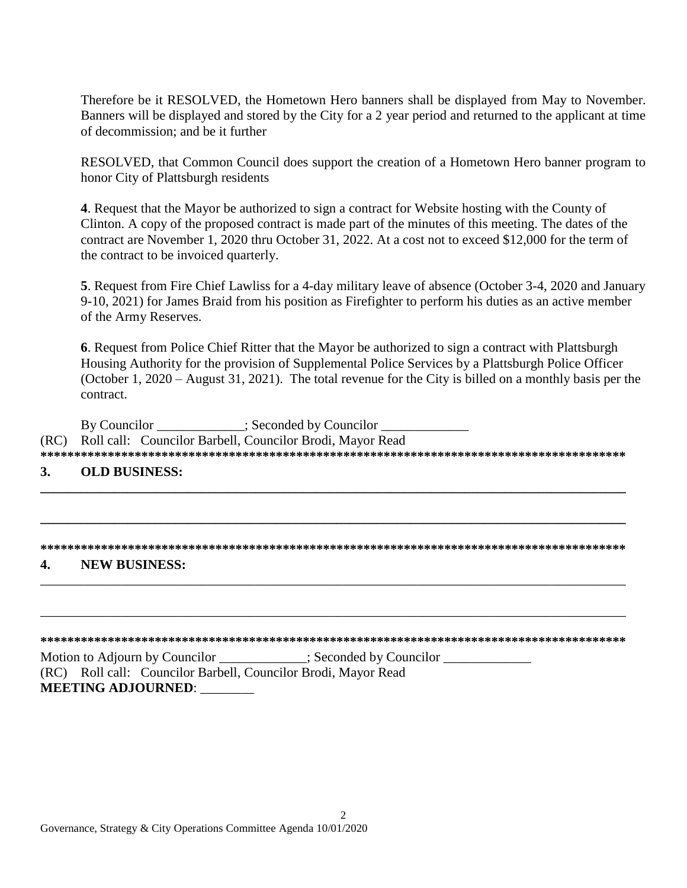Therefore be it RESOLVED, the Hometown Hero banners shall be displayed from May to November. Banners will be displayed and stored by the City for a 2 year period and returned to the applicant at time of decommission; and be it further

RESOLVED, that Common Council does support the creation of a Hometown Hero banner program to honor City of Plattsburgh residents

**4**. Request that the Mayor be authorized to sign a contract for Website hosting with the County of Clinton. A copy of the proposed contract is made part of the minutes of this meeting. The dates of the contract are November 1, 2020 thru October 31, 2022. At a cost not to exceed $12,000 for the term of the contract to be invoiced quarterly.

**5**. Request from Fire Chief Lawliss for a 4-day military leave of absence (October 3-4, 2020 and January 9-10, 2021) for James Braid from his position as Firefighter to perform his duties as an active member of the Army Reserves.

**6**. Request from Police Chief Ritter that the Mayor be authorized to sign a contract with Plattsburgh Housing Authority for the provision of Supplemental Police Services by a Plattsburgh Police Officer (October 1, 2020 – August 31, 2021). The total revenue for the City is billed on a monthly basis per the contract.

By Councilor _____________; Seconded by Councilor _____________

(RC) Roll call: Councilor Barbell, Councilor Brodi, Mayor Read

******************************************************************************************

## 3. OLD BUSINESS:

______________________________________________________________________________

______________________________________________________________________________

******************************************************************************************

## 4. NEW BUSINESS:

______________________________________________________________________________

______________________________________________________________________________

******************************************************************************************

Motion to Adjourn by Councilor _____________; Seconded by Councilor _____________

(RC) Roll call: Councilor Barbell, Councilor Brodi, Mayor Read

**MEETING ADJOURNED**: ________